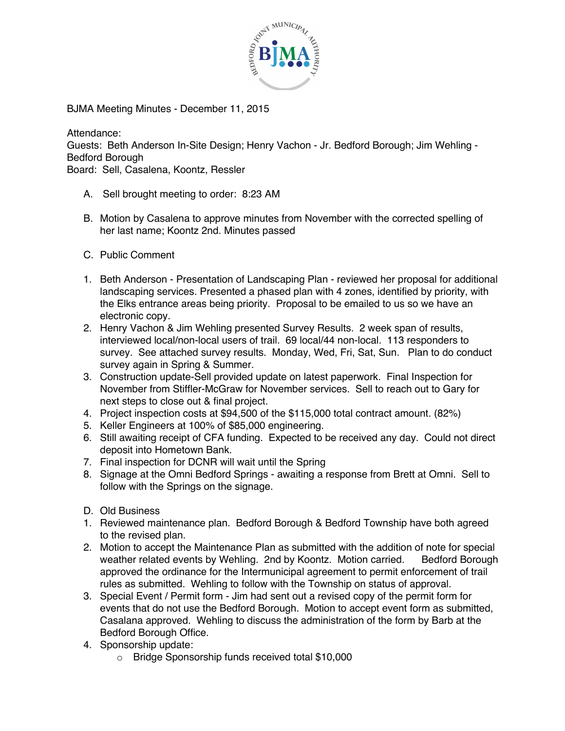BJMA Meeting Minutes - December 11, 2015

Attendance:
Guests: Beth Anderson In-Site Design; Henry Vachon - Jr. Bedford Borough; Jim Wehling - Bedford Borough
Board: Sell, Casalena, Koontz, Ressler

A. Sell brought meeting to order: 8:23 AM

B. Motion by Casalena to approve minutes from November with the corrected spelling of her last name; Koontz 2nd. Minutes passed

C. Public Comment

1. Beth Anderson - Presentation of Landscaping Plan - reviewed her proposal for additional landscaping services. Presented a phased plan with 4 zones, identified by priority, with the Elks entrance areas being priority. Proposal to be emailed to us so we have an electronic copy.
2. Henry Vachon & Jim Wehling presented Survey Results. 2 week span of results, interviewed local/non-local users of trail. 69 local/44 non-local. 113 responders to survey. See attached survey results. Monday, Wed, Fri, Sat, Sun. Plan to do conduct survey again in Spring & Summer.
3. Construction update-Sell provided update on latest paperwork. Final Inspection for November from Stiffler-McGraw for November services. Sell to reach out to Gary for next steps to close out & final project.
4. Project inspection costs at $94,500 of the $115,000 total contract amount. (82%)
5. Keller Engineers at 100% of $85,000 engineering.
6. Still awaiting receipt of CFA funding. Expected to be received any day. Could not direct deposit into Hometown Bank.
7. Final inspection for DCNR will wait until the Spring
8. Signage at the Omni Bedford Springs - awaiting a response from Brett at Omni. Sell to follow with the Springs on the signage.

D. Old Business

1. Reviewed maintenance plan. Bedford Borough & Bedford Township have both agreed to the revised plan.
2. Motion to accept the Maintenance Plan as submitted with the addition of note for special weather related events by Wehling. 2nd by Koontz. Motion carried. Bedford Borough approved the ordinance for the Intermunicipal agreement to permit enforcement of trail rules as submitted. Wehling to follow with the Township on status of approval.
3. Special Event / Permit form - Jim had sent out a revised copy of the permit form for events that do not use the Bedford Borough. Motion to accept event form as submitted, Casalana approved. Wehling to discuss the administration of the form by Barb at the Bedford Borough Office.
4. Sponsorship update:
   - Bridge Sponsorship funds received total $10,000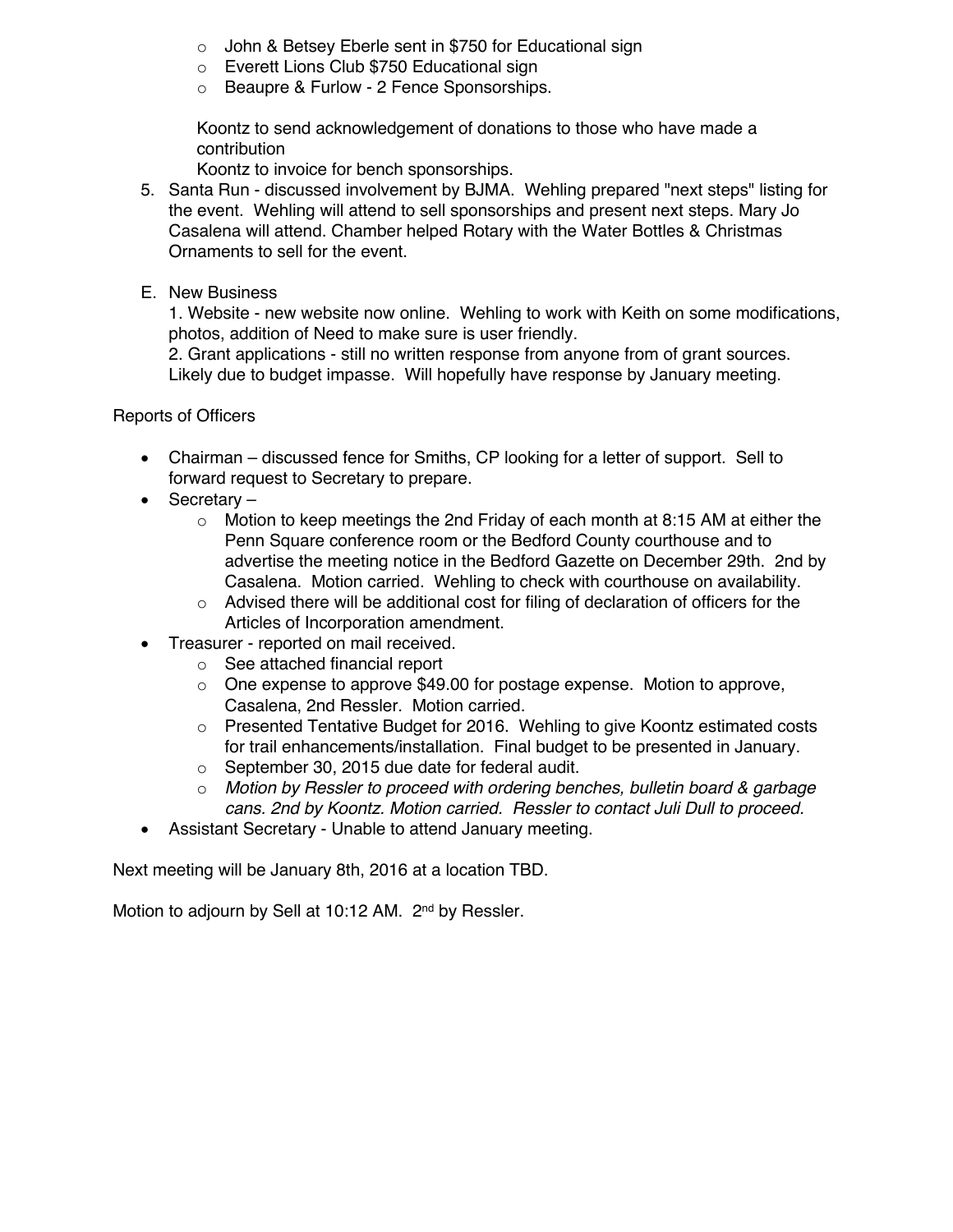- John & Betsey Eberle sent in $750 for Educational sign
   - Everett Lions Club $750 Educational sign
   - Beaupre & Furlow - 2 Fence Sponsorships.

   Koontz to send acknowledgement of donations to those who have made a contribution
   Koontz to invoice for bench sponsorships.

5. Santa Run - discussed involvement by BJMA. Wehling prepared "next steps" listing for the event. Wehling will attend to sell sponsorships and present next steps. Mary Jo Casalena will attend. Chamber helped Rotary with the Water Bottles & Christmas Ornaments to sell for the event.

E. New Business
   1. Website - new website now online. Wehling to work with Keith on some modifications, photos, addition of Need to make sure is user friendly.
   2. Grant applications - still no written response from anyone from of grant sources. Likely due to budget impasse. Will hopefully have response by January meeting.

Reports of Officers

- Chairman – discussed fence for Smiths, CP looking for a letter of support. Sell to forward request to Secretary to prepare.
- Secretary –
  - Motion to keep meetings the 2nd Friday of each month at 8:15 AM at either the Penn Square conference room or the Bedford County courthouse and to advertise the meeting notice in the Bedford Gazette on December 29th. 2nd by Casalena. Motion carried. Wehling to check with courthouse on availability.
  - Advised there will be additional cost for filing of declaration of officers for the Articles of Incorporation amendment.
- Treasurer - reported on mail received.
  - See attached financial report
  - One expense to approve $49.00 for postage expense. Motion to approve, Casalena, 2nd Ressler. Motion carried.
  - Presented Tentative Budget for 2016. Wehling to give Koontz estimated costs for trail enhancements/installation. Final budget to be presented in January.
  - September 30, 2015 due date for federal audit.
  - *Motion by Ressler to proceed with ordering benches, bulletin board & garbage cans. 2nd by Koontz. Motion carried. Ressler to contact Juli Dull to proceed.*
- Assistant Secretary - Unable to attend January meeting.

Next meeting will be January 8th, 2016 at a location TBD.

Motion to adjourn by Sell at 10:12 AM. 2nd by Ressler.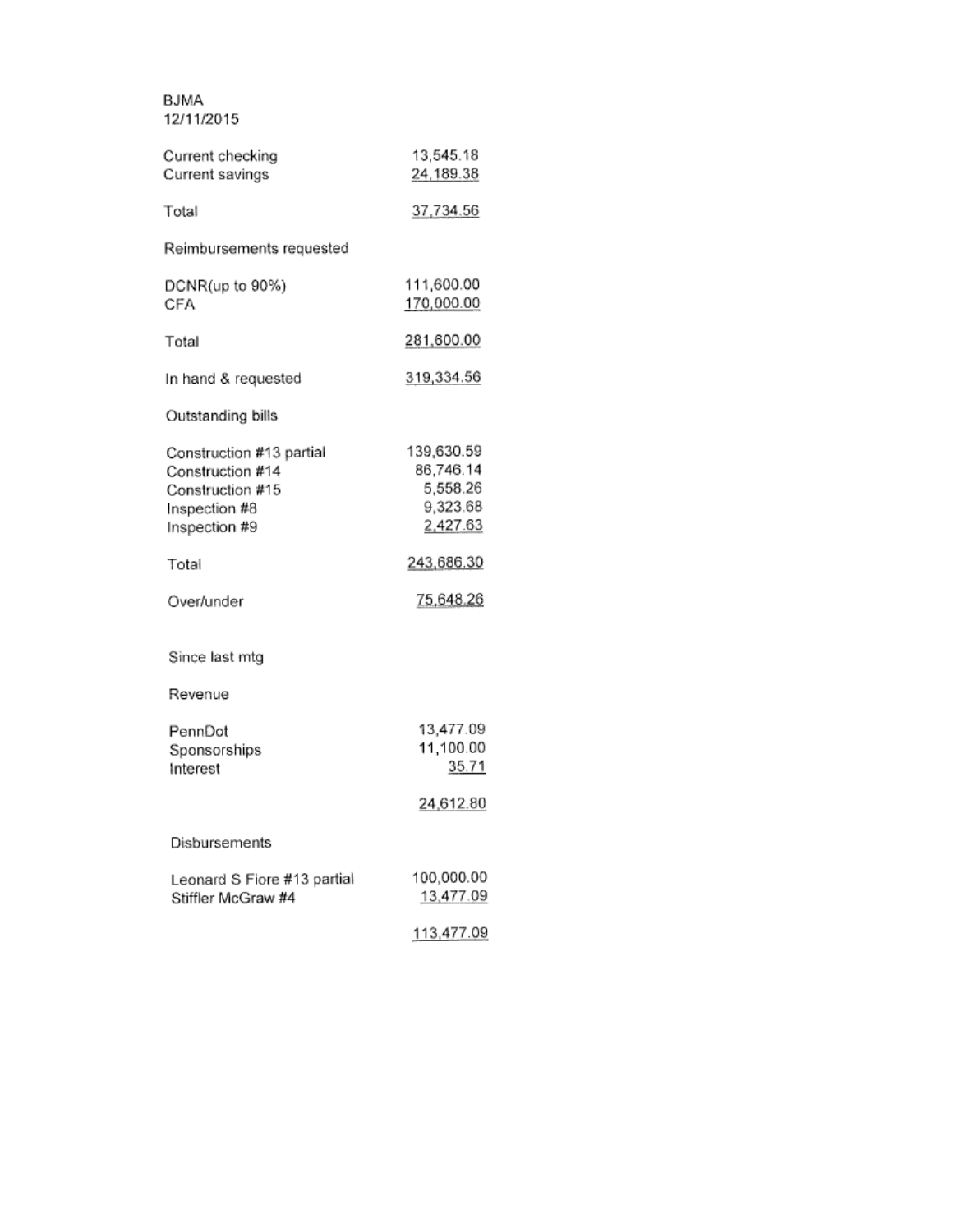BJMA
12/11/2015

| | |
|---|---|
| Current checking | 13,545.18 |
| Current savings | 24,189.38 |
| | |
| Total | 37,734.56 |
| | |
| Reimbursements requested | |
| | |
| DCNR(up to 90%) | 111,600.00 |
| CFA | 170,000.00 |
| | |
| Total | 281,600.00 |
| | |
| In hand & requested | 319,334.56 |
| | |
| Outstanding bills | |
| | |
| Construction #13 partial | 139,630.59 |
| Construction #14 | 86,746.14 |
| Construction #15 | 5,558.26 |
| Inspection #8 | 9,323.68 |
| Inspection #9 | 2,427.63 |
| | |
| Total | 243,686.30 |
| | |
| Over/under | 75,648.26 |

Since last mtg

| | |
|---|---|
| Revenue | |
| | |
| PennDot | 13,477.09 |
| Sponsorships | 11,100.00 |
| Interest | 35.71 |
| | 24,612.80 |
| | |
| Disbursements | |
| | |
| Leonard S Fiore #13 partial | 100,000.00 |
| Stiffler McGraw #4 | 13,477.09 |
| | 113,477.09 |